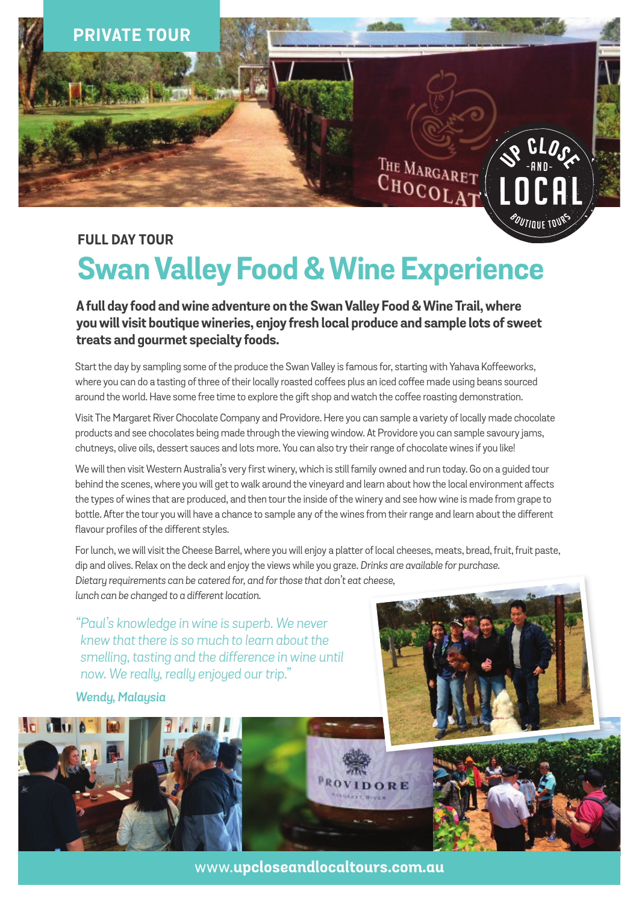PRIVATE TOUR

**FULL DAY TOUR**

# Swan Valley Food & Wine Experience

**A full day food and wine adventure on the Swan Valley Food & Wine Trail, where you will visit boutique wineries, enjoy fresh local produce and sample lots of sweet treats and gourmet specialty foods.**

Start the day by sampling some of the produce the Swan Valley is famous for, starting with Yahava Koffeeworks, where you can do a tasting of three of their locally roasted coffees plus an iced coffee made using beans sourced around the world. Have some free time to explore the gift shop and watch the coffee roasting demonstration.

Visit The Margaret River Chocolate Company and Providore. Here you can sample a variety of locally made chocolate products and see chocolates being made through the viewing window. At Providore you can sample savoury jams, chutneys, olive oils, dessert sauces and lots more. You can also try their range of chocolate wines if you like!

We will then visit Western Australia's very first winery, which is still family owned and run today. Go on a guided tour behind the scenes, where you will get to walk around the vineyard and learn about how the local environment affects the types of wines that are produced, and then tour the inside of the winery and see how wine is made from grape to bottle. After the tour you will have a chance to sample any of the wines from their range and learn about the different flavour profiles of the different styles.

For lunch, we will visit the Cheese Barrel, where you will enjoy a platter of local cheeses, meats, bread, fruit, fruit paste, dip and olives. Relax on the deck and enjoy the views while you graze. *Drinks are available for purchase. Dietary requirements can be catered for, and for those that don't eat cheese, lunch can be changed to a different location.*

*"Paul's knowledge in wine is superb. We never knew that there is so much to learn about the smelling, tasting and the difference in wine until now. We really, really enjoyed our trip."*

*Wendy, Malaysia*

www.**upcloseandlocaltours.com.au**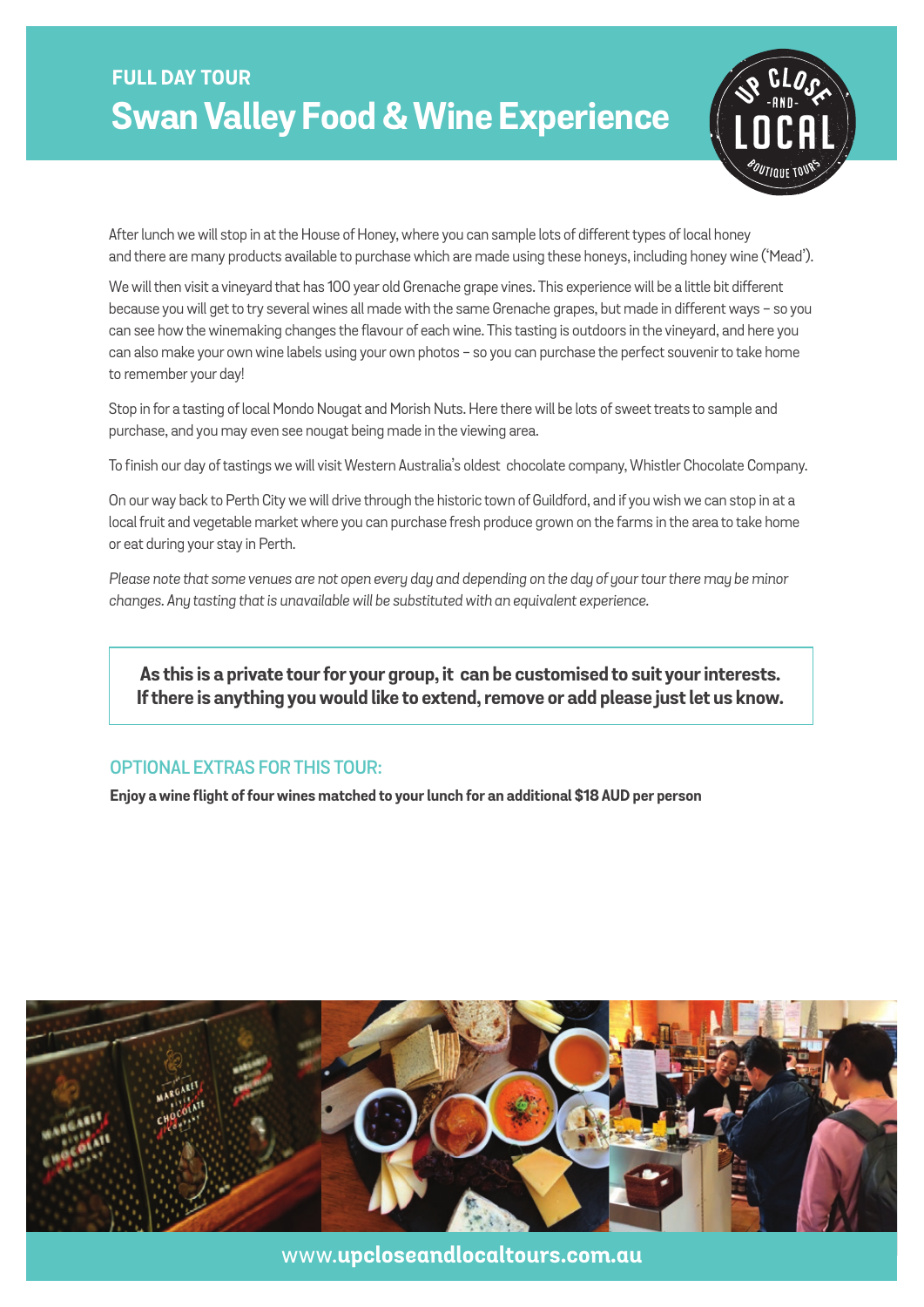## FULL DAY TOUR

# Swan Valley Food & Wine Experience

After lunch we will stop in at the House of Honey, where you can sample lots of different types of local honey and there are many products available to purchase which are made using these honeys, including honey wine ('Mead').

We will then visit a vineyard that has 100 year old Grenache grape vines. This experience will be a little bit different because you will get to try several wines all made with the same Grenache grapes, but made in different ways – so you can see how the winemaking changes the flavour of each wine. This tasting is outdoors in the vineyard, and here you can also make your own wine labels using your own photos – so you can purchase the perfect souvenir to take home to remember your day!

Stop in for a tasting of local Mondo Nougat and Morish Nuts. Here there will be lots of sweet treats to sample and purchase, and you may even see nougat being made in the viewing area.

To finish our day of tastings we will visit Western Australia's oldest chocolate company, Whistler Chocolate Company.

On our way back to Perth City we will drive through the historic town of Guildford, and if you wish we can stop in at a local fruit and vegetable market where you can purchase fresh produce grown on the farms in the area to take home or eat during your stay in Perth.

*Please note that some venues are not open every day and depending on the day of your tour there may be minor changes. Any tasting that is unavailable will be substituted with an equivalent experience.*

**As this is a private tour for your group, it can be customised to suit your interests. If there is anything you would like to extend, remove or add please just let us know.**

### OPTIONAL EXTRAS FOR THIS TOUR:

**Enjoy a wine flight of four wines matched to your lunch for an additional $18 AUD per person**

www.upcloseandlocaltours.com.au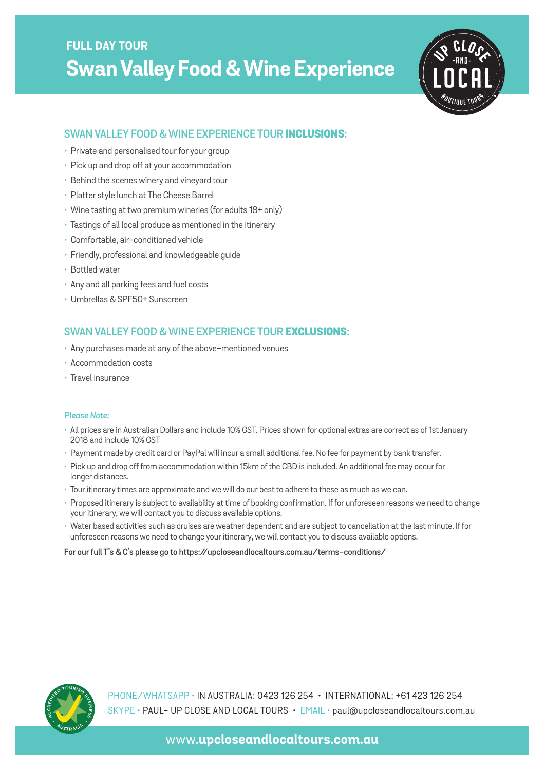FULL DAY TOUR

# Swan Valley Food & Wine Experience

## SWAN VALLEY FOOD & WINE EXPERIENCE TOUR **INCLUSIONS**:

- Private and personalised tour for your group
- Pick up and drop off at your accommodation
- Behind the scenes winery and vineyard tour
- Platter style lunch at The Cheese Barrel
- Wine tasting at two premium wineries (for adults 18+ only)
- Tastings of all local produce as mentioned in the itinerary
- Comfortable, air-conditioned vehicle
- Friendly, professional and knowledgeable guide
- Bottled water
- Any and all parking fees and fuel costs
- Umbrellas & SPF50+ Sunscreen

## SWAN VALLEY FOOD & WINE EXPERIENCE TOUR **EXCLUSIONS**:

- Any purchases made at any of the above-mentioned venues
- Accommodation costs
- Travel insurance

***Please Note:***

- All prices are in Australian Dollars and include 10% GST. Prices shown for optional extras are correct as of 1st January 2018 and include 10% GST
- Payment made by credit card or PayPal will incur a small additional fee. No fee for payment by bank transfer.
- Pick up and drop off from accommodation within 15km of the CBD is included. An additional fee may occur for longer distances.
- Tour itinerary times are approximate and we will do our best to adhere to these as much as we can.
- Proposed itinerary is subject to availability at time of booking confirmation. If for unforeseen reasons we need to change your itinerary, we will contact you to discuss available options.
- Water based activities such as cruises are weather dependent and are subject to cancellation at the last minute. If for unforeseen reasons we need to change your itinerary, we will contact you to discuss available options.

**For our full T's & C's please go to https://upcloseandlocaltours.com.au/terms-conditions/**

PHONE/WHATSAPP • IN AUSTRALIA: 0423 126 254 • INTERNATIONAL: +61 423 126 254
SKYPE • PAUL- UP CLOSE AND LOCAL TOURS • EMAIL • paul@upcloseandlocaltours.com.au

www.**upcloseandlocaltours.com.au**